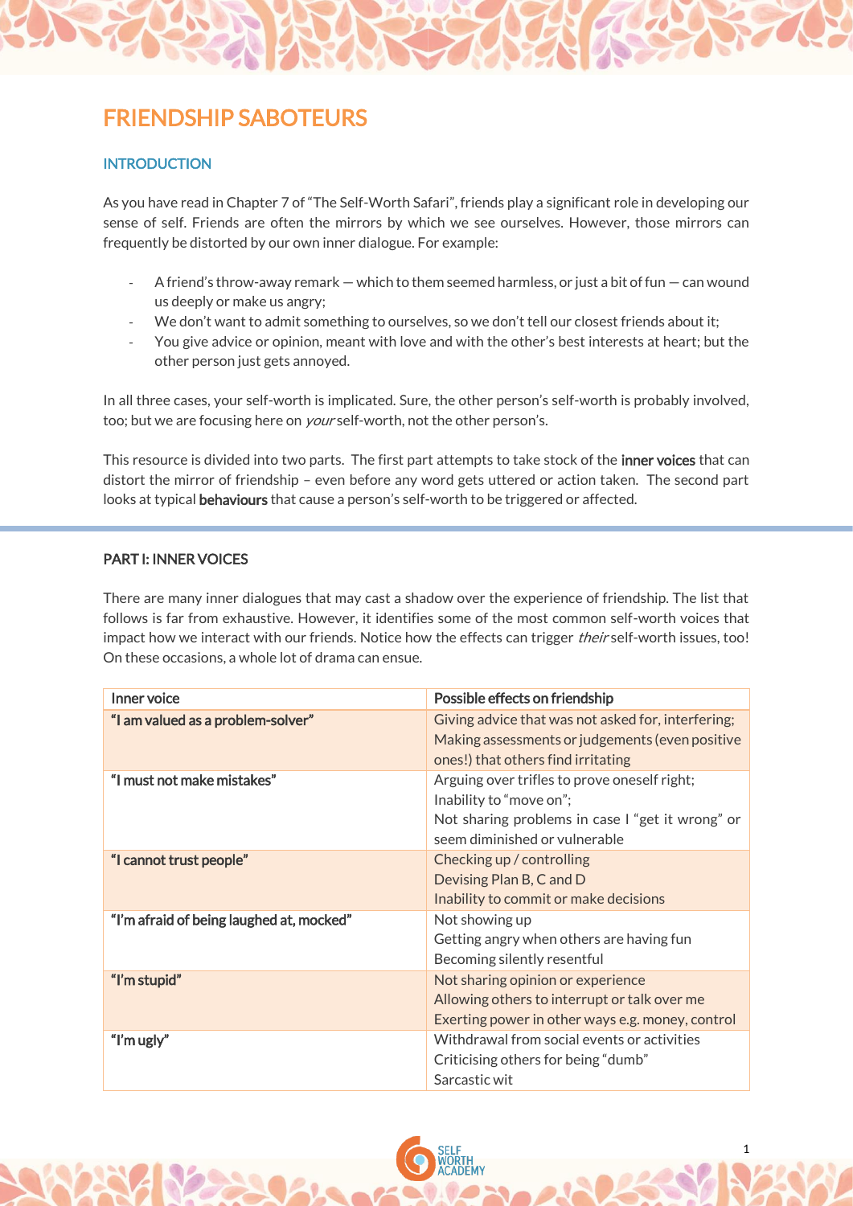# FRIENDSHIP SABOTEURS

## INTRODUCTION

As you have read in Chapter 7 of "The Self-Worth Safari", friends play a significant role in developing our sense of self. Friends are often the mirrors by which we see ourselves. However, those mirrors can frequently be distorted by our own inner dialogue. For example:

- A friend's throw-away remark — which to them seemed harmless, or just a bit of fun — can wound us deeply or make us angry;
- We don't want to admit something to ourselves, so we don't tell our closest friends about it;
- You give advice or opinion, meant with love and with the other's best interests at heart; but the other person just gets annoyed.

In all three cases, your self-worth is implicated. Sure, the other person's self-worth is probably involved, too; but we are focusing here on *your* self-worth, not the other person's.

This resource is divided into two parts. The first part attempts to take stock of the **inner voices** that can distort the mirror of friendship – even before any word gets uttered or action taken. The second part looks at typical **behaviours** that cause a person's self-worth to be triggered or affected.

## PART I: INNER VOICES

There are many inner dialogues that may cast a shadow over the experience of friendship. The list that follows is far from exhaustive. However, it identifies some of the most common self-worth voices that impact how we interact with our friends. Notice how the effects can trigger *their* self-worth issues, too! On these occasions, a whole lot of drama can ensue.

| Inner voice | Possible effects on friendship |
| --- | --- |
| **"I am valued as a problem-solver"** | Giving advice that was not asked for, interfering;<br>Making assessments or judgements (even positive ones!) that others find irritating |
| **"I must not make mistakes"** | Arguing over trifles to prove oneself right;<br>Inability to "move on";<br>Not sharing problems in case I "get it wrong" or seem diminished or vulnerable |
| **"I cannot trust people"** | Checking up / controlling<br>Devising Plan B, C and D<br>Inability to commit or make decisions |
| **"I'm afraid of being laughed at, mocked"** | Not showing up<br>Getting angry when others are having fun<br>Becoming silently resentful |
| **"I'm stupid"** | Not sharing opinion or experience<br>Allowing others to interrupt or talk over me<br>Exerting power in other ways e.g. money, control |
| **"I'm ugly"** | Withdrawal from social events or activities<br>Criticising others for being "dumb"<br>Sarcastic wit |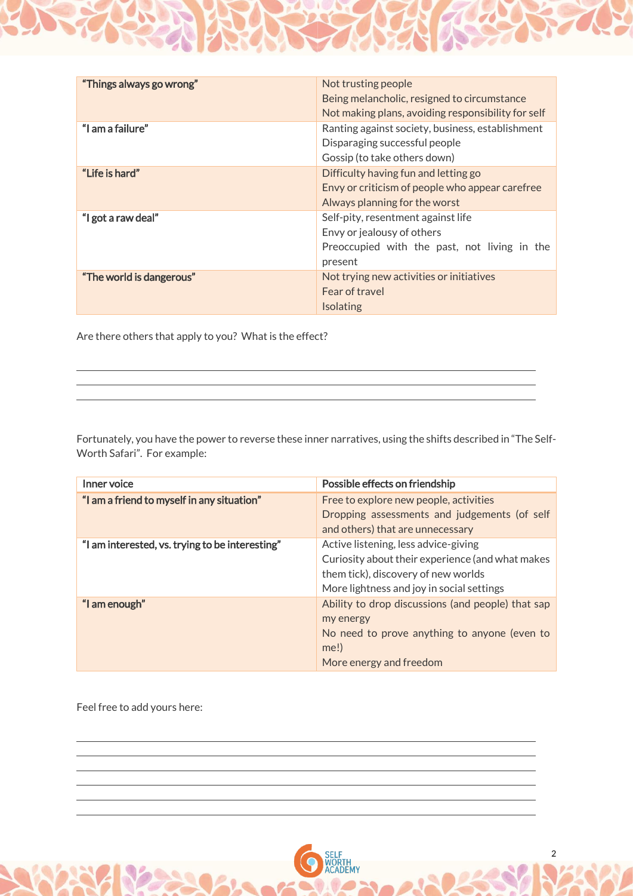| | |
|---|---|
| **"Things always go wrong"** | Not trusting people<br>Being melancholic, resigned to circumstance<br>Not making plans, avoiding responsibility for self |
| **"I am a failure"** | Ranting against society, business, establishment<br>Disparaging successful people<br>Gossip (to take others down) |
| **"Life is hard"** | Difficulty having fun and letting go<br>Envy or criticism of people who appear carefree<br>Always planning for the worst |
| **"I got a raw deal"** | Self-pity, resentment against life<br>Envy or jealousy of others<br>Preoccupied with the past, not living in the present |
| **"The world is dangerous"** | Not trying new activities or initiatives<br>Fear of travel<br>Isolating |

Are there others that apply to you? What is the effect?

\_\_\_\_\_\_\_\_\_\_\_\_\_\_\_\_\_\_\_\_\_\_\_\_\_\_\_\_\_\_\_\_\_\_\_\_\_\_\_\_\_\_\_\_\_\_\_\_\_\_\_\_\_\_\_\_\_\_\_\_\_\_\_\_\_\_\_\_\_\_\_\_\_\_\_\_\_\_

\_\_\_\_\_\_\_\_\_\_\_\_\_\_\_\_\_\_\_\_\_\_\_\_\_\_\_\_\_\_\_\_\_\_\_\_\_\_\_\_\_\_\_\_\_\_\_\_\_\_\_\_\_\_\_\_\_\_\_\_\_\_\_\_\_\_\_\_\_\_\_\_\_\_\_\_\_\_

\_\_\_\_\_\_\_\_\_\_\_\_\_\_\_\_\_\_\_\_\_\_\_\_\_\_\_\_\_\_\_\_\_\_\_\_\_\_\_\_\_\_\_\_\_\_\_\_\_\_\_\_\_\_\_\_\_\_\_\_\_\_\_\_\_\_\_\_\_\_\_\_\_\_\_\_\_\_

Fortunately, you have the power to reverse these inner narratives, using the shifts described in "The Self-Worth Safari". For example:

| Inner voice | Possible effects on friendship |
|---|---|
| **"I am a friend to myself in any situation"** | Free to explore new people, activities<br>Dropping assessments and judgements (of self and others) that are unnecessary |
| **"I am interested, vs. trying to be interesting"** | Active listening, less advice-giving<br>Curiosity about their experience (and what makes them tick), discovery of new worlds<br>More lightness and joy in social settings |
| **"I am enough"** | Ability to drop discussions (and people) that sap my energy<br>No need to prove anything to anyone (even to me!)<br>More energy and freedom |

Feel free to add yours here:

\_\_\_\_\_\_\_\_\_\_\_\_\_\_\_\_\_\_\_\_\_\_\_\_\_\_\_\_\_\_\_\_\_\_\_\_\_\_\_\_\_\_\_\_\_\_\_\_\_\_\_\_\_\_\_\_\_\_\_\_\_\_\_\_\_\_\_\_\_\_\_\_\_\_\_\_\_\_

\_\_\_\_\_\_\_\_\_\_\_\_\_\_\_\_\_\_\_\_\_\_\_\_\_\_\_\_\_\_\_\_\_\_\_\_\_\_\_\_\_\_\_\_\_\_\_\_\_\_\_\_\_\_\_\_\_\_\_\_\_\_\_\_\_\_\_\_\_\_\_\_\_\_\_\_\_\_

\_\_\_\_\_\_\_\_\_\_\_\_\_\_\_\_\_\_\_\_\_\_\_\_\_\_\_\_\_\_\_\_\_\_\_\_\_\_\_\_\_\_\_\_\_\_\_\_\_\_\_\_\_\_\_\_\_\_\_\_\_\_\_\_\_\_\_\_\_\_\_\_\_\_\_\_\_\_

\_\_\_\_\_\_\_\_\_\_\_\_\_\_\_\_\_\_\_\_\_\_\_\_\_\_\_\_\_\_\_\_\_\_\_\_\_\_\_\_\_\_\_\_\_\_\_\_\_\_\_\_\_\_\_\_\_\_\_\_\_\_\_\_\_\_\_\_\_\_\_\_\_\_\_\_\_\_

\_\_\_\_\_\_\_\_\_\_\_\_\_\_\_\_\_\_\_\_\_\_\_\_\_\_\_\_\_\_\_\_\_\_\_\_\_\_\_\_\_\_\_\_\_\_\_\_\_\_\_\_\_\_\_\_\_\_\_\_\_\_\_\_\_\_\_\_\_\_\_\_\_\_\_\_\_\_

\_\_\_\_\_\_\_\_\_\_\_\_\_\_\_\_\_\_\_\_\_\_\_\_\_\_\_\_\_\_\_\_\_\_\_\_\_\_\_\_\_\_\_\_\_\_\_\_\_\_\_\_\_\_\_\_\_\_\_\_\_\_\_\_\_\_\_\_\_\_\_\_\_\_\_\_\_\_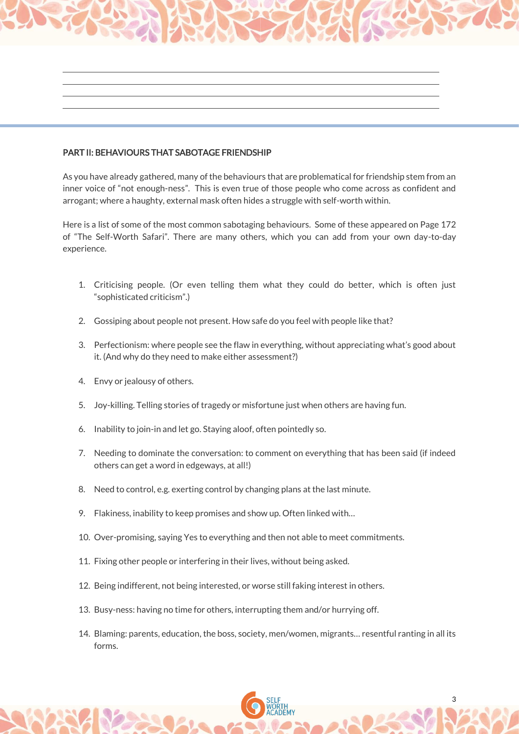## PART II: BEHAVIOURS THAT SABOTAGE FRIENDSHIP

As you have already gathered, many of the behaviours that are problematical for friendship stem from an inner voice of "not enough-ness". This is even true of those people who come across as confident and arrogant; where a haughty, external mask often hides a struggle with self-worth within.

Here is a list of some of the most common sabotaging behaviours. Some of these appeared on Page 172 of "The Self-Worth Safari". There are many others, which you can add from your own day-to-day experience.

1. Criticising people. (Or even telling them what they could do better, which is often just "sophisticated criticism".)
2. Gossiping about people not present. How safe do you feel with people like that?
3. Perfectionism: where people see the flaw in everything, without appreciating what's good about it. (And why do they need to make either assessment?)
4. Envy or jealousy of others.
5. Joy-killing. Telling stories of tragedy or misfortune just when others are having fun.
6. Inability to join-in and let go. Staying aloof, often pointedly so.
7. Needing to dominate the conversation: to comment on everything that has been said (if indeed others can get a word in edgeways, at all!)
8. Need to control, e.g. exerting control by changing plans at the last minute.
9. Flakiness, inability to keep promises and show up. Often linked with…
10. Over-promising, saying Yes to everything and then not able to meet commitments.
11. Fixing other people or interfering in their lives, without being asked.
12. Being indifferent, not being interested, or worse still faking interest in others.
13. Busy-ness: having no time for others, interrupting them and/or hurrying off.
14. Blaming: parents, education, the boss, society, men/women, migrants… resentful ranting in all its forms.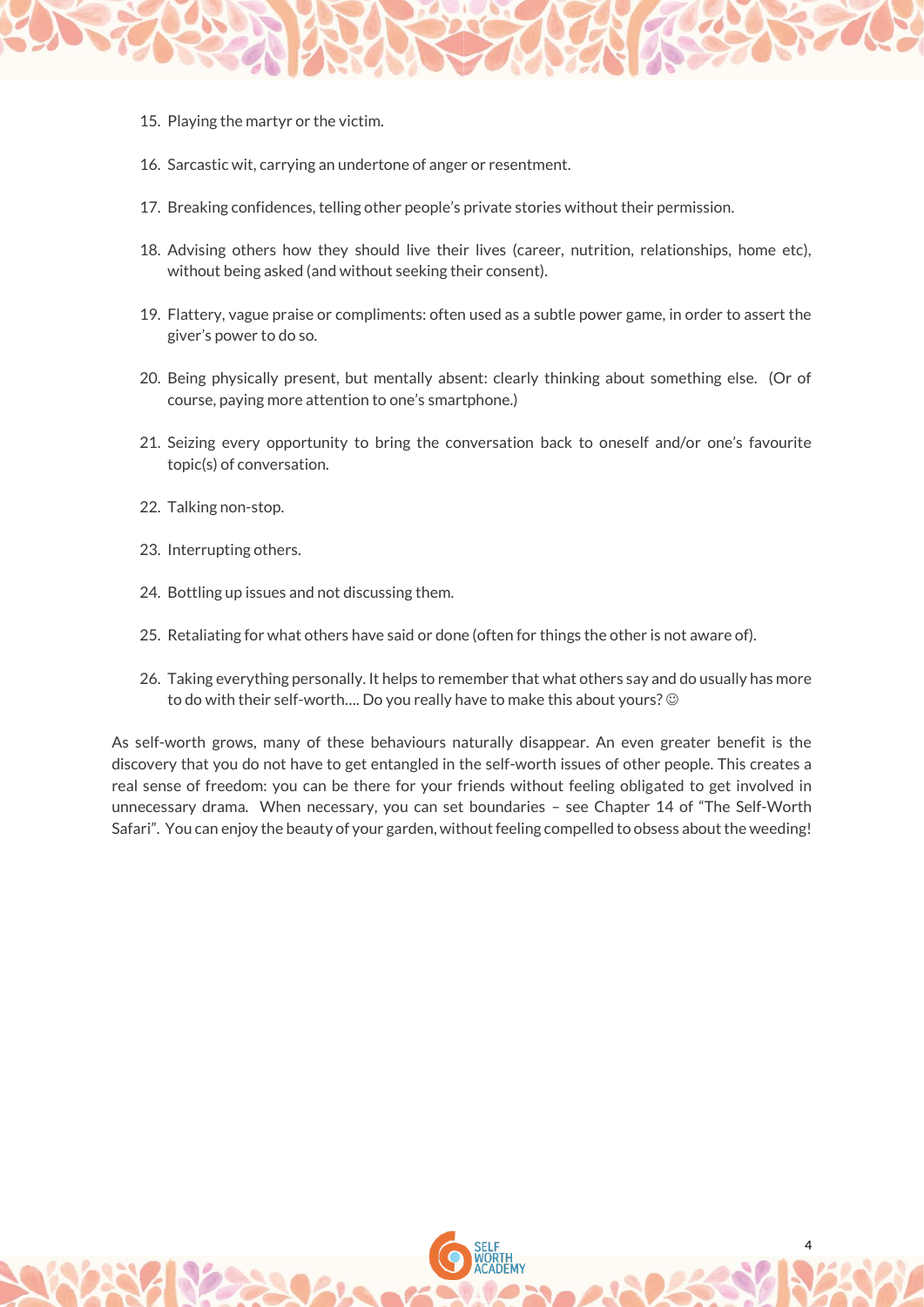15. Playing the martyr or the victim.

16. Sarcastic wit, carrying an undertone of anger or resentment.

17. Breaking confidences, telling other people's private stories without their permission.

18. Advising others how they should live their lives (career, nutrition, relationships, home etc), without being asked (and without seeking their consent).

19. Flattery, vague praise or compliments: often used as a subtle power game, in order to assert the giver's power to do so.

20. Being physically present, but mentally absent: clearly thinking about something else. (Or of course, paying more attention to one's smartphone.)

21. Seizing every opportunity to bring the conversation back to oneself and/or one's favourite topic(s) of conversation.

22. Talking non-stop.

23. Interrupting others.

24. Bottling up issues and not discussing them.

25. Retaliating for what others have said or done (often for things the other is not aware of).

26. Taking everything personally. It helps to remember that what others say and do usually has more to do with their self-worth…. Do you really have to make this about yours? ☺

As self-worth grows, many of these behaviours naturally disappear. An even greater benefit is the discovery that you do not have to get entangled in the self-worth issues of other people. This creates a real sense of freedom: you can be there for your friends without feeling obligated to get involved in unnecessary drama. When necessary, you can set boundaries – see Chapter 14 of "The Self-Worth Safari". You can enjoy the beauty of your garden, without feeling compelled to obsess about the weeding!